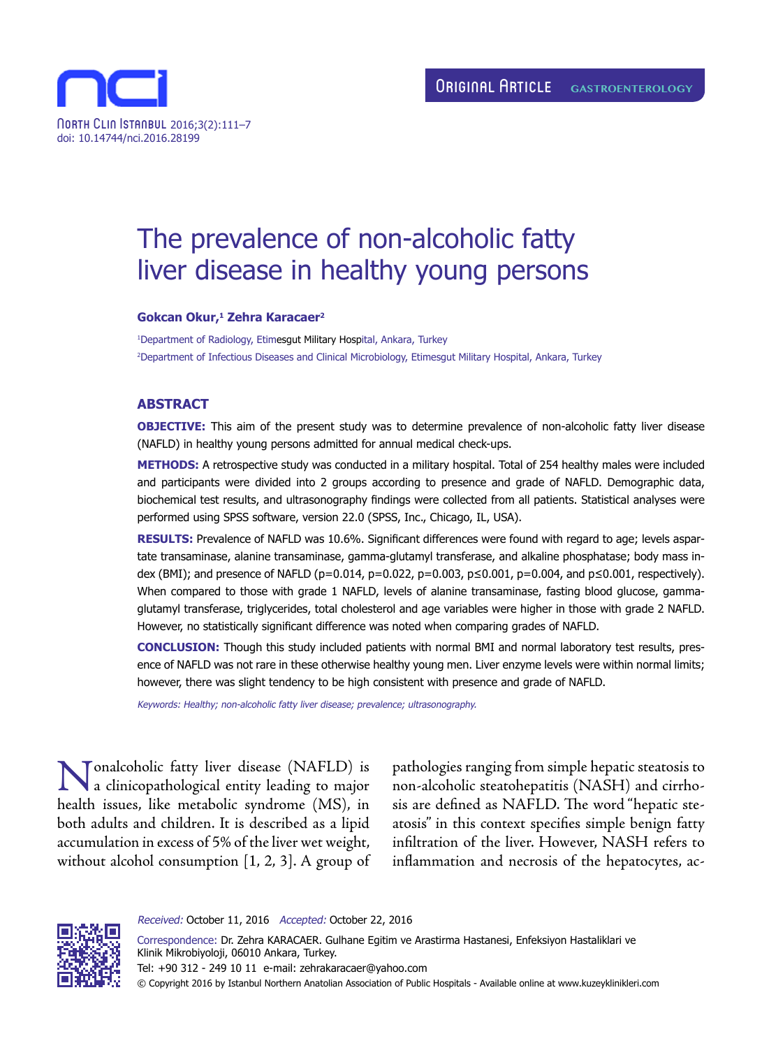ORIGINAL ARTICLE GASTROENTEROLOGY

# The prevalence of non-alcoholic fatty liver disease in healthy young persons

**Gokcan Okur,[1] Zehra Karacaer[2]**

[1]Department of Radiology, Etimesgut Military Hospital, Ankara, Turkey

[2]Department of Infectious Diseases and Clinical Microbiology, Etimesgut Military Hospital, Ankara, Turkey

## ABSTRACT

**OBJECTIVE:** This aim of the present study was to determine prevalence of non-alcoholic fatty liver disease (NAFLD) in healthy young persons admitted for annual medical check-ups.

**METHODS:** A retrospective study was conducted in a military hospital. Total of 254 healthy males were included and participants were divided into 2 groups according to presence and grade of NAFLD. Demographic data, biochemical test results, and ultrasonography findings were collected from all patients. Statistical analyses were performed using SPSS software, version 22.0 (SPSS, Inc., Chicago, IL, USA).

**RESULTS:** Prevalence of NAFLD was 10.6%. Significant differences were found with regard to age; levels aspartate transaminase, alanine transaminase, gamma-glutamyl transferase, and alkaline phosphatase; body mass index (BMI); and presence of NAFLD ($p=0.014$, $p=0.022$, $p=0.003$, $p\leq0.001$, $p=0.004$, and $p\leq0.001$, respectively). When compared to those with grade 1 NAFLD, levels of alanine transaminase, fasting blood glucose, gamma-glutamyl transferase, triglycerides, total cholesterol and age variables were higher in those with grade 2 NAFLD. However, no statistically significant difference was noted when comparing grades of NAFLD.

**CONCLUSION:** Though this study included patients with normal BMI and normal laboratory test results, presence of NAFLD was not rare in these otherwise healthy young men. Liver enzyme levels were within normal limits; however, there was slight tendency to be high consistent with presence and grade of NAFLD.

*Keywords: Healthy; non-alcoholic fatty liver disease; prevalence; ultrasonography.*

Nonalcoholic fatty liver disease (NAFLD) is a clinicopathological entity leading to major health issues, like metabolic syndrome (MS), in both adults and children. It is described as a lipid accumulation in excess of 5% of the liver wet weight, without alcohol consumption [1, 2, 3]. A group of pathologies ranging from simple hepatic steatosis to non-alcoholic steatohepatitis (NASH) and cirrhosis are defined as NAFLD. The word "hepatic steatosis" in this context specifies simple benign fatty infiltration of the liver. However, NASH refers to inflammation and necrosis of the hepatocytes, ac-

*Received:* October 11, 2016 *Accepted:* October 22, 2016

Correspondence: Dr. Zehra KARACAER. Gulhane Egitim ve Arastirma Hastanesi, Enfeksiyon Hastaliklari ve Klinik Mikrobiyoloji, 06010 Ankara, Turkey.

Tel: +90 312 - 249 10 11 e-mail: zehrakaracaer@yahoo.com

© Copyright 2016 by Istanbul Northern Anatolian Association of Public Hospitals - Available online at www.kuzeyklinikleri.com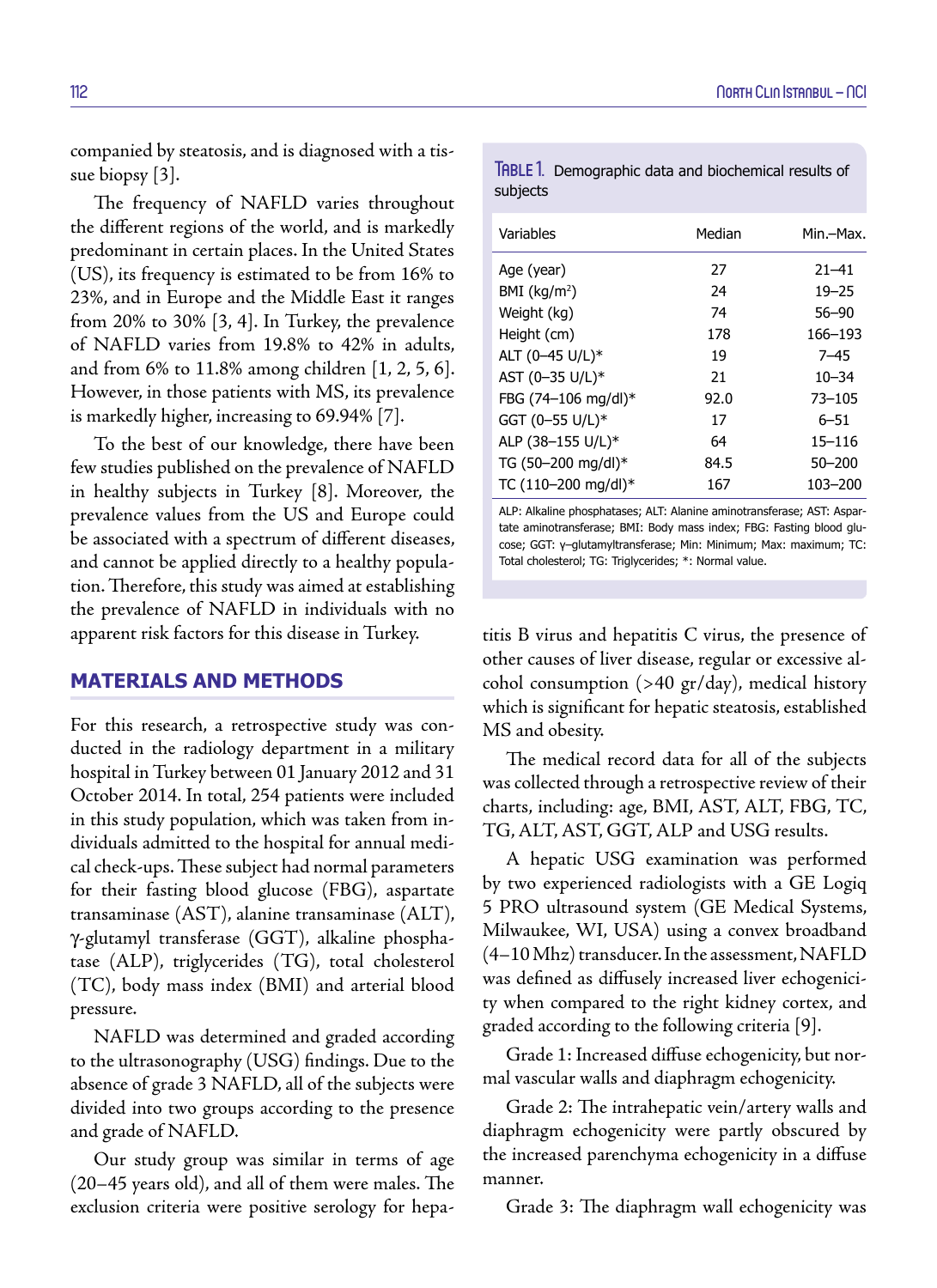companied by steatosis, and is diagnosed with a tissue biopsy [3].

The frequency of NAFLD varies throughout the different regions of the world, and is markedly predominant in certain places. In the United States (US), its frequency is estimated to be from 16% to 23%, and in Europe and the Middle East it ranges from 20% to 30% [3, 4]. In Turkey, the prevalence of NAFLD varies from 19.8% to 42% in adults, and from 6% to 11.8% among children [1, 2, 5, 6]. However, in those patients with MS, its prevalence is markedly higher, increasing to 69.94% [7].

To the best of our knowledge, there have been few studies published on the prevalence of NAFLD in healthy subjects in Turkey [8]. Moreover, the prevalence values from the US and Europe could be associated with a spectrum of different diseases, and cannot be applied directly to a healthy population. Therefore, this study was aimed at establishing the prevalence of NAFLD in individuals with no apparent risk factors for this disease in Turkey.

## MATERIALS AND METHODS

For this research, a retrospective study was conducted in the radiology department in a military hospital in Turkey between 01 January 2012 and 31 October 2014. In total, 254 patients were included in this study population, which was taken from individuals admitted to the hospital for annual medical check-ups. These subject had normal parameters for their fasting blood glucose (FBG), aspartate transaminase (AST), alanine transaminase (ALT), γ-glutamyl transferase (GGT), alkaline phosphatase (ALP), triglycerides (TG), total cholesterol (TC), body mass index (BMI) and arterial blood pressure.

NAFLD was determined and graded according to the ultrasonography (USG) findings. Due to the absence of grade 3 NAFLD, all of the subjects were divided into two groups according to the presence and grade of NAFLD.

Our study group was similar in terms of age (20–45 years old), and all of them were males. The exclusion criteria were positive serology for hepatitis B virus and hepatitis C virus, the presence of other causes of liver disease, regular or excessive alcohol consumption (>40 gr/day), medical history which is significant for hepatic steatosis, established MS and obesity.

**Table 1.** Demographic data and biochemical results of subjects

| Variables | Median | Min.–Max. |
|---|---|---|
| Age (year) | 27 | 21–41 |
| BMI (kg/m$^2$) | 24 | 19–25 |
| Weight (kg) | 74 | 56–90 |
| Height (cm) | 178 | 166–193 |
| ALT (0–45 U/L)* | 19 | 7–45 |
| AST (0–35 U/L)* | 21 | 10–34 |
| FBG (74–106 mg/dl)* | 92.0 | 73–105 |
| GGT (0–55 U/L)* | 17 | 6–51 |
| ALP (38–155 U/L)* | 64 | 15–116 |
| TG (50–200 mg/dl)* | 84.5 | 50–200 |
| TC (110–200 mg/dl)* | 167 | 103–200 |

ALP: Alkaline phosphatases; ALT: Alanine aminotransferase; AST: Aspartate aminotransferase; BMI: Body mass index; FBG: Fasting blood glucose; GGT: γ–glutamyltransferase; Min: Minimum; Max: maximum; TC: Total cholesterol; TG: Triglycerides; *: Normal value.

The medical record data for all of the subjects was collected through a retrospective review of their charts, including: age, BMI, AST, ALT, FBG, TC, TG, ALT, AST, GGT, ALP and USG results.

A hepatic USG examination was performed by two experienced radiologists with a GE Logiq 5 PRO ultrasound system (GE Medical Systems, Milwaukee, WI, USA) using a convex broadband (4–10 Mhz) transducer. In the assessment, NAFLD was defined as diffusely increased liver echogenicity when compared to the right kidney cortex, and graded according to the following criteria [9].

Grade 1: Increased diffuse echogenicity, but normal vascular walls and diaphragm echogenicity.

Grade 2: The intrahepatic vein/artery walls and diaphragm echogenicity were partly obscured by the increased parenchyma echogenicity in a diffuse manner.

Grade 3: The diaphragm wall echogenicity was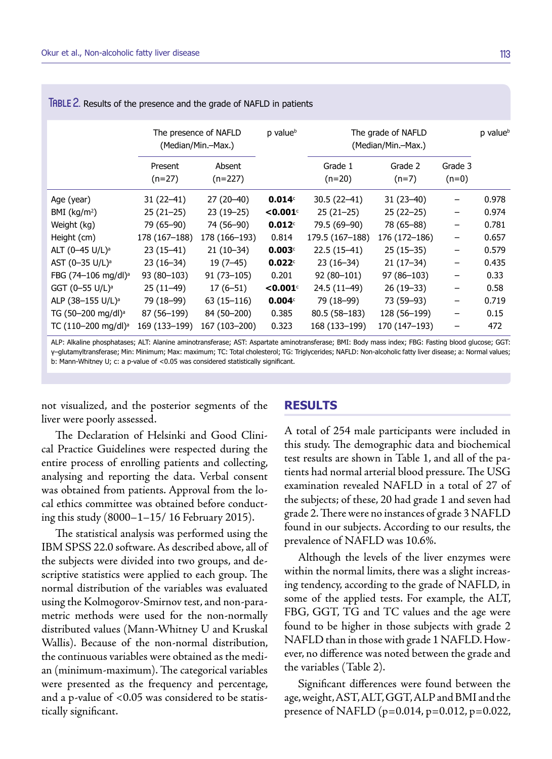TABLE 2. Results of the presence and the grade of NAFLD in patients

| | The presence of NAFLD (Median/Min.–Max.) | | p value[b] | The grade of NAFLD (Median/Min.–Max.) | | | p value[b] |
|---|---|---|---|---|---|---|---|
| | Present (n=27) | Absent (n=227) | | Grade 1 (n=20) | Grade 2 (n=7) | Grade 3 (n=0) | |
| Age (year) | 31 (22–41) | 27 (20–40) | **0.014**[c] | 30.5 (22–41) | 31 (23–40) | – | 0.978 |
| BMI (kg/m$^2$) | 25 (21–25) | 23 (19–25) | **<0.001**[c] | 25 (21–25) | 25 (22–25) | – | 0.974 |
| Weight (kg) | 79 (65–90) | 74 (56–90) | **0.012**[c] | 79.5 (69–90) | 78 (65–88) | – | 0.781 |
| Height (cm) | 178 (167–188) | 178 (166–193) | 0.814 | 179.5 (167–188) | 176 (172–186) | – | 0.657 |
| ALT (0–45 U/L)[a] | 23 (15–41) | 21 (10–34) | **0.003**[c] | 22.5 (15–41) | 25 (15–35) | – | 0.579 |
| AST (0–35 U/L)[a] | 23 (16–34) | 19 (7–45) | **0.022**[c] | 23 (16–34) | 21 (17–34) | – | 0.435 |
| FBG (74–106 mg/dl)[a] | 93 (80–103) | 91 (73–105) | 0.201 | 92 (80–101) | 97 (86–103) | – | 0.33 |
| GGT (0–55 U/L)[a] | 25 (11–49) | 17 (6–51) | **<0.001**[c] | 24.5 (11–49) | 26 (19–33) | – | 0.58 |
| ALP (38–155 U/L)[a] | 79 (18–99) | 63 (15–116) | **0.004**[c] | 79 (18–99) | 73 (59–93) | – | 0.719 |
| TG (50–200 mg/dl)[a] | 87 (56–199) | 84 (50–200) | 0.385 | 80.5 (58–183) | 128 (56–199) | – | 0.15 |
| TC (110–200 mg/dl)[a] | 169 (133–199) | 167 (103–200) | 0.323 | 168 (133–199) | 170 (147–193) | – | 472 |

ALP: Alkaline phosphatases; ALT: Alanine aminotransferase; AST: Aspartate aminotransferase; BMI: Body mass index; FBG: Fasting blood glucose; GGT: γ–glutamyltransferase; Min: Minimum; Max: maximum; TC: Total cholesterol; TG: Triglycerides; NAFLD: Non-alcoholic fatty liver disease; a: Normal values; b: Mann-Whitney U; c: a p-value of <0.05 was considered statistically significant.

not visualized, and the posterior segments of the liver were poorly assessed.

The Declaration of Helsinki and Good Clinical Practice Guidelines were respected during the entire process of enrolling patients and collecting, analysing and reporting the data. Verbal consent was obtained from patients. Approval from the local ethics committee was obtained before conducting this study (8000–1–15/ 16 February 2015).

The statistical analysis was performed using the IBM SPSS 22.0 software. As described above, all of the subjects were divided into two groups, and descriptive statistics were applied to each group. The normal distribution of the variables was evaluated using the Kolmogorov-Smirnov test, and non-parametric methods were used for the non-normally distributed values (Mann-Whitney U and Kruskal Wallis). Because of the non-normal distribution, the continuous variables were obtained as the median (minimum-maximum). The categorical variables were presented as the frequency and percentage, and a p-value of <0.05 was considered to be statistically significant.

## RESULTS

A total of 254 male participants were included in this study. The demographic data and biochemical test results are shown in Table 1, and all of the patients had normal arterial blood pressure. The USG examination revealed NAFLD in a total of 27 of the subjects; of these, 20 had grade 1 and seven had grade 2. There were no instances of grade 3 NAFLD found in our subjects. According to our results, the prevalence of NAFLD was 10.6%.

Although the levels of the liver enzymes were within the normal limits, there was a slight increasing tendency, according to the grade of NAFLD, in some of the applied tests. For example, the ALT, FBG, GGT, TG and TC values and the age were found to be higher in those subjects with grade 2 NAFLD than in those with grade 1 NAFLD. However, no difference was noted between the grade and the variables (Table 2).

Significant differences were found between the age, weight, AST, ALT, GGT, ALP and BMI and the presence of NAFLD (p=0.014, p=0.012, p=0.022,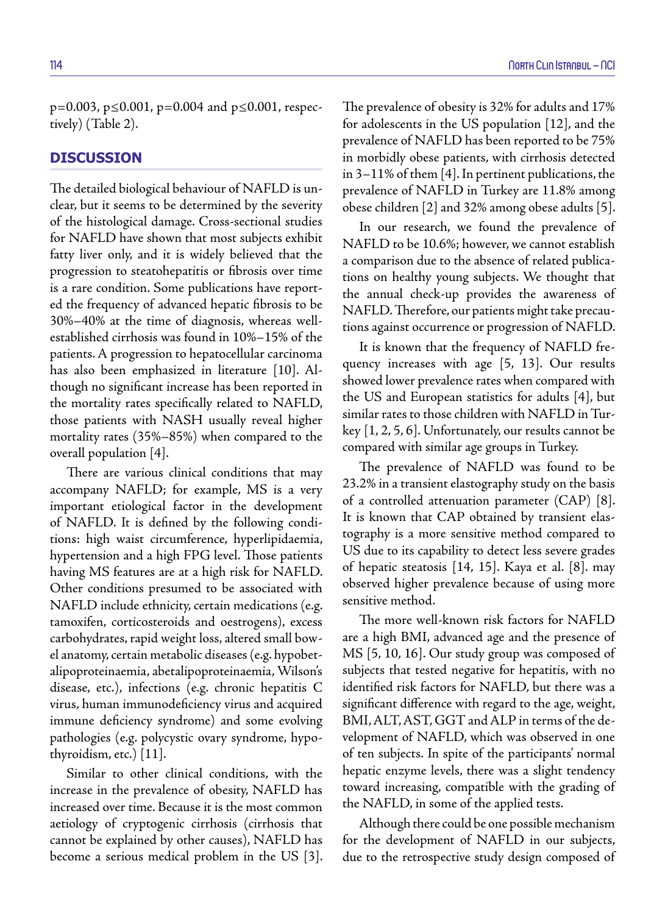p=0.003, p≤0.001, p=0.004 and p≤0.001, respectively) (Table 2).

## DISCUSSION

The detailed biological behaviour of NAFLD is unclear, but it seems to be determined by the severity of the histological damage. Cross-sectional studies for NAFLD have shown that most subjects exhibit fatty liver only, and it is widely believed that the progression to steatohepatitis or fibrosis over time is a rare condition. Some publications have reported the frequency of advanced hepatic fibrosis to be 30%–40% at the time of diagnosis, whereas well-established cirrhosis was found in 10%–15% of the patients. A progression to hepatocellular carcinoma has also been emphasized in literature [10]. Although no significant increase has been reported in the mortality rates specifically related to NAFLD, those patients with NASH usually reveal higher mortality rates (35%–85%) when compared to the overall population [4].

There are various clinical conditions that may accompany NAFLD; for example, MS is a very important etiological factor in the development of NAFLD. It is defined by the following conditions: high waist circumference, hyperlipidaemia, hypertension and a high FPG level. Those patients having MS features are at a high risk for NAFLD. Other conditions presumed to be associated with NAFLD include ethnicity, certain medications (e.g. tamoxifen, corticosteroids and oestrogens), excess carbohydrates, rapid weight loss, altered small bowel anatomy, certain metabolic diseases (e.g. hypobetalipoproteinaemia, abetalipoproteinaemia, Wilson's disease, etc.), infections (e.g. chronic hepatitis C virus, human immunodeficiency virus and acquired immune deficiency syndrome) and some evolving pathologies (e.g. polycystic ovary syndrome, hypothyroidism, etc.) [11].

Similar to other clinical conditions, with the increase in the prevalence of obesity, NAFLD has increased over time. Because it is the most common aetiology of cryptogenic cirrhosis (cirrhosis that cannot be explained by other causes), NAFLD has become a serious medical problem in the US [3]. The prevalence of obesity is 32% for adults and 17% for adolescents in the US population [12], and the prevalence of NAFLD has been reported to be 75% in morbidly obese patients, with cirrhosis detected in 3–11% of them [4]. In pertinent publications, the prevalence of NAFLD in Turkey are 11.8% among obese children [2] and 32% among obese adults [5].

In our research, we found the prevalence of NAFLD to be 10.6%; however, we cannot establish a comparison due to the absence of related publications on healthy young subjects. We thought that the annual check-up provides the awareness of NAFLD. Therefore, our patients might take precautions against occurrence or progression of NAFLD.

It is known that the frequency of NAFLD frequency increases with age [5, 13]. Our results showed lower prevalence rates when compared with the US and European statistics for adults [4], but similar rates to those children with NAFLD in Turkey [1, 2, 5, 6]. Unfortunately, our results cannot be compared with similar age groups in Turkey.

The prevalence of NAFLD was found to be 23.2% in a transient elastography study on the basis of a controlled attenuation parameter (CAP) [8]. It is known that CAP obtained by transient elastography is a more sensitive method compared to US due to its capability to detect less severe grades of hepatic steatosis [14, 15]. Kaya et al. [8]. may observed higher prevalence because of using more sensitive method.

The more well-known risk factors for NAFLD are a high BMI, advanced age and the presence of MS [5, 10, 16]. Our study group was composed of subjects that tested negative for hepatitis, with no identified risk factors for NAFLD, but there was a significant difference with regard to the age, weight, BMI, ALT, AST, GGT and ALP in terms of the development of NAFLD, which was observed in one of ten subjects. In spite of the participants' normal hepatic enzyme levels, there was a slight tendency toward increasing, compatible with the grading of the NAFLD, in some of the applied tests.

Although there could be one possible mechanism for the development of NAFLD in our subjects, due to the retrospective study design composed of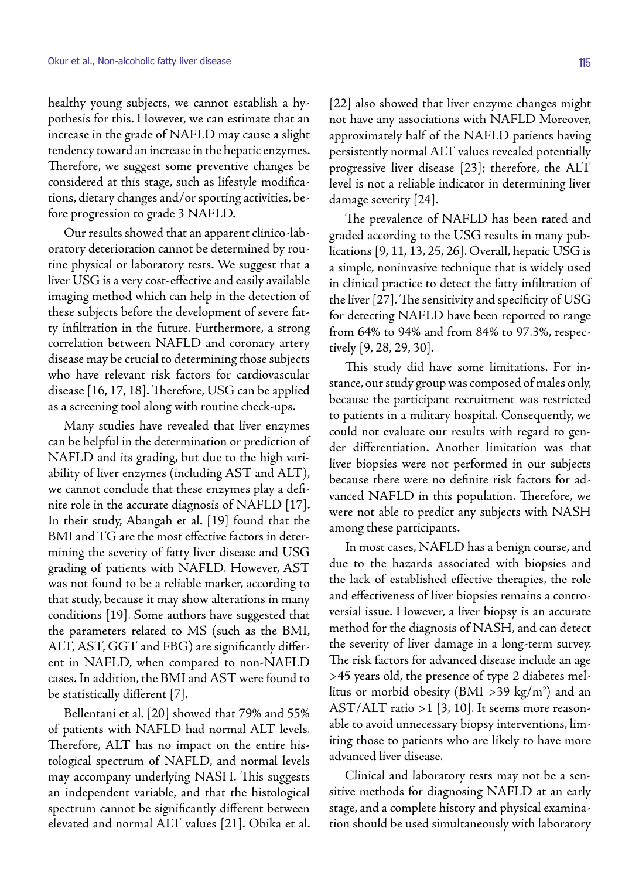healthy young subjects, we cannot establish a hypothesis for this. However, we can estimate that an increase in the grade of NAFLD may cause a slight tendency toward an increase in the hepatic enzymes. Therefore, we suggest some preventive changes be considered at this stage, such as lifestyle modifications, dietary changes and/or sporting activities, before progression to grade 3 NAFLD.

Our results showed that an apparent clinico-laboratory deterioration cannot be determined by routine physical or laboratory tests. We suggest that a liver USG is a very cost-effective and easily available imaging method which can help in the detection of these subjects before the development of severe fatty infiltration in the future. Furthermore, a strong correlation between NAFLD and coronary artery disease may be crucial to determining those subjects who have relevant risk factors for cardiovascular disease [16, 17, 18]. Therefore, USG can be applied as a screening tool along with routine check-ups.

Many studies have revealed that liver enzymes can be helpful in the determination or prediction of NAFLD and its grading, but due to the high variability of liver enzymes (including AST and ALT), we cannot conclude that these enzymes play a definite role in the accurate diagnosis of NAFLD [17]. In their study, Abangah et al. [19] found that the BMI and TG are the most effective factors in determining the severity of fatty liver disease and USG grading of patients with NAFLD. However, AST was not found to be a reliable marker, according to that study, because it may show alterations in many conditions [19]. Some authors have suggested that the parameters related to MS (such as the BMI, ALT, AST, GGT and FBG) are significantly different in NAFLD, when compared to non-NAFLD cases. In addition, the BMI and AST were found to be statistically different [7].

Bellentani et al. [20] showed that 79% and 55% of patients with NAFLD had normal ALT levels. Therefore, ALT has no impact on the entire histological spectrum of NAFLD, and normal levels may accompany underlying NASH. This suggests an independent variable, and that the histological spectrum cannot be significantly different between elevated and normal ALT values [21]. Obika et al. [22] also showed that liver enzyme changes might not have any associations with NAFLD Moreover, approximately half of the NAFLD patients having persistently normal ALT values revealed potentially progressive liver disease [23]; therefore, the ALT level is not a reliable indicator in determining liver damage severity [24].

The prevalence of NAFLD has been rated and graded according to the USG results in many publications [9, 11, 13, 25, 26]. Overall, hepatic USG is a simple, noninvasive technique that is widely used in clinical practice to detect the fatty infiltration of the liver [27]. The sensitivity and specificity of USG for detecting NAFLD have been reported to range from 64% to 94% and from 84% to 97.3%, respectively [9, 28, 29, 30].

This study did have some limitations. For instance, our study group was composed of males only, because the participant recruitment was restricted to patients in a military hospital. Consequently, we could not evaluate our results with regard to gender differentiation. Another limitation was that liver biopsies were not performed in our subjects because there were no definite risk factors for advanced NAFLD in this population. Therefore, we were not able to predict any subjects with NASH among these participants.

In most cases, NAFLD has a benign course, and due to the hazards associated with biopsies and the lack of established effective therapies, the role and effectiveness of liver biopsies remains a controversial issue. However, a liver biopsy is an accurate method for the diagnosis of NASH, and can detect the severity of liver damage in a long-term survey. The risk factors for advanced disease include an age >45 years old, the presence of type 2 diabetes mellitus or morbid obesity (BMI >39 kg/m$^2$) and an AST/ALT ratio >1 [3, 10]. It seems more reasonable to avoid unnecessary biopsy interventions, limiting those to patients who are likely to have more advanced liver disease.

Clinical and laboratory tests may not be a sensitive methods for diagnosing NAFLD at an early stage, and a complete history and physical examination should be used simultaneously with laboratory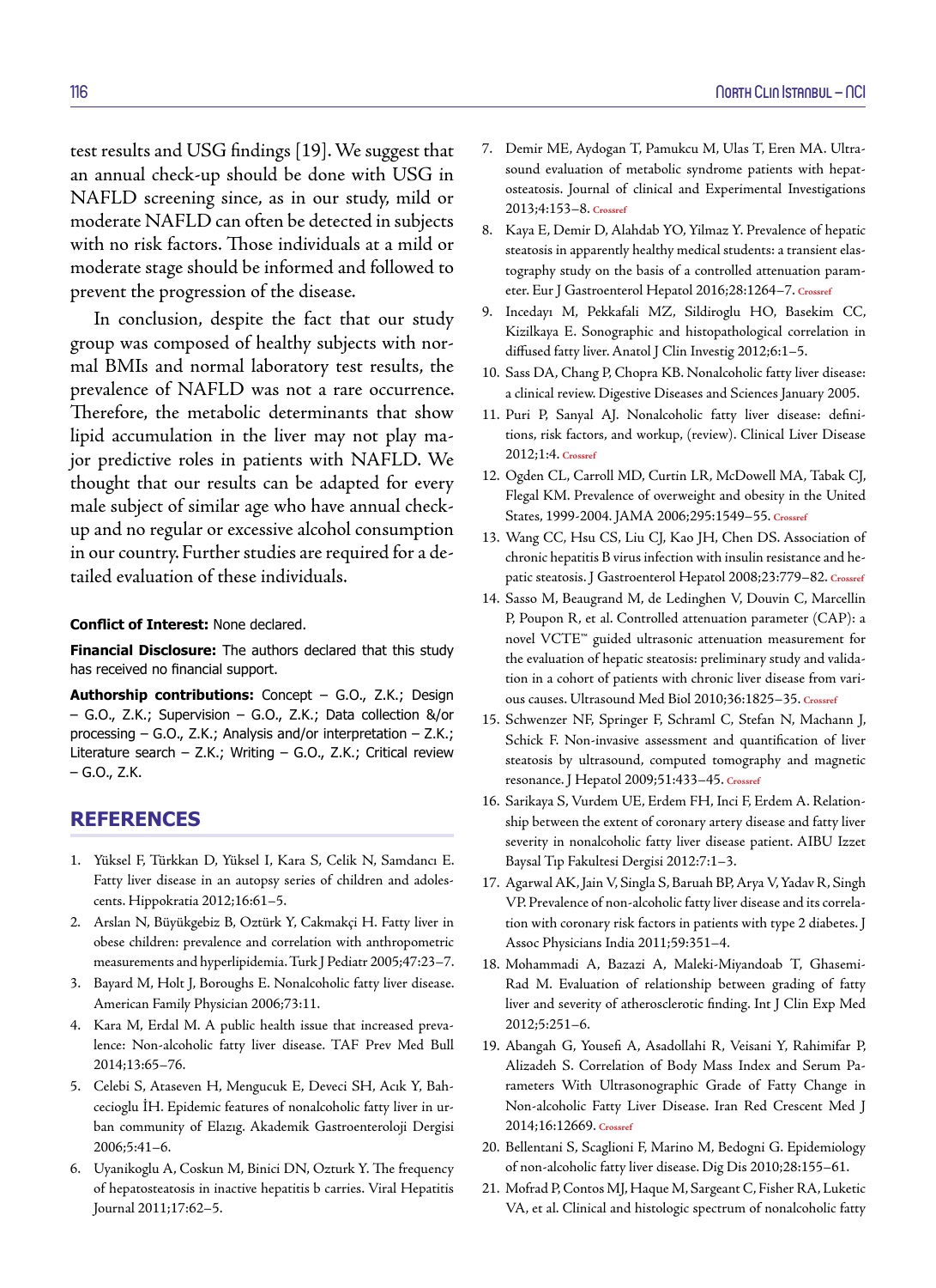test results and USG findings [19]. We suggest that an annual check-up should be done with USG in NAFLD screening since, as in our study, mild or moderate NAFLD can often be detected in subjects with no risk factors. Those individuals at a mild or moderate stage should be informed and followed to prevent the progression of the disease.

In conclusion, despite the fact that our study group was composed of healthy subjects with normal BMIs and normal laboratory test results, the prevalence of NAFLD was not a rare occurrence. Therefore, the metabolic determinants that show lipid accumulation in the liver may not play major predictive roles in patients with NAFLD. We thought that our results can be adapted for every male subject of similar age who have annual check-up and no regular or excessive alcohol consumption in our country. Further studies are required for a detailed evaluation of these individuals.

**Conflict of Interest:** None declared.

**Financial Disclosure:** The authors declared that this study has received no financial support.

**Authorship contributions:** Concept – G.O., Z.K.; Design – G.O., Z.K.; Supervision – G.O., Z.K.; Data collection &/or processing – G.O., Z.K.; Analysis and/or interpretation – Z.K.; Literature search – Z.K.; Writing – G.O., Z.K.; Critical review – G.O., Z.K.

## REFERENCES

1. Yüksel F, Türkkan D, Yüksel I, Kara S, Celik N, Samdancı E. Fatty liver disease in an autopsy series of children and adolescents. Hippokratia 2012;16:61–5.
2. Arslan N, Büyükgebiz B, Oztürk Y, Cakmakçi H. Fatty liver in obese children: prevalence and correlation with anthropometric measurements and hyperlipidemia. Turk J Pediatr 2005;47:23–7.
3. Bayard M, Holt J, Boroughs E. Nonalcoholic fatty liver disease. American Family Physician 2006;73:11.
4. Kara M, Erdal M. A public health issue that increased prevalence: Non-alcoholic fatty liver disease. TAF Prev Med Bull 2014;13:65–76.
5. Celebi S, Ataseven H, Mengucuk E, Deveci SH, Acık Y, Bahcecioglu İH. Epidemic features of nonalcoholic fatty liver in urban community of Elazıg. Akademik Gastroenteroloji Dergisi 2006;5:41–6.
6. Uyanikoglu A, Coskun M, Binici DN, Ozturk Y. The frequency of hepatosteatosis in inactive hepatitis b carries. Viral Hepatitis Journal 2011;17:62–5.
7. Demir ME, Aydogan T, Pamukcu M, Ulas T, Eren MA. Ultrasound evaluation of metabolic syndrome patients with hepatosteatosis. Journal of clinical and Experimental Investigations 2013;4:153–8. Crossref
8. Kaya E, Demir D, Alahdab YO, Yilmaz Y. Prevalence of hepatic steatosis in apparently healthy medical students: a transient elastography study on the basis of a controlled attenuation parameter. Eur J Gastroenterol Hepatol 2016;28:1264–7. Crossref
9. Incedayı M, Pekkafali MZ, Sildiroglu HO, Basekim CC, Kizilkaya E. Sonographic and histopathological correlation in diffused fatty liver. Anatol J Clin Investig 2012;6:1–5.
10. Sass DA, Chang P, Chopra KB. Nonalcoholic fatty liver disease: a clinical review. Digestive Diseases and Sciences January 2005.
11. Puri P, Sanyal AJ. Nonalcoholic fatty liver disease: definitions, risk factors, and workup, (review). Clinical Liver Disease 2012;1:4. Crossref
12. Ogden CL, Carroll MD, Curtin LR, McDowell MA, Tabak CJ, Flegal KM. Prevalence of overweight and obesity in the United States, 1999-2004. JAMA 2006;295:1549–55. Crossref
13. Wang CC, Hsu CS, Liu CJ, Kao JH, Chen DS. Association of chronic hepatitis B virus infection with insulin resistance and hepatic steatosis. J Gastroenterol Hepatol 2008;23:779–82. Crossref
14. Sasso M, Beaugrand M, de Ledinghen V, Douvin C, Marcellin P, Poupon R, et al. Controlled attenuation parameter (CAP): a novel VCTE™ guided ultrasonic attenuation measurement for the evaluation of hepatic steatosis: preliminary study and validation in a cohort of patients with chronic liver disease from various causes. Ultrasound Med Biol 2010;36:1825–35. Crossref
15. Schwenzer NF, Springer F, Schraml C, Stefan N, Machann J, Schick F. Non-invasive assessment and quantification of liver steatosis by ultrasound, computed tomography and magnetic resonance. J Hepatol 2009;51:433–45. Crossref
16. Sarikaya S, Vurdem UE, Erdem FH, Inci F, Erdem A. Relationship between the extent of coronary artery disease and fatty liver severity in nonalcoholic fatty liver disease patient. AIBU Izzet Baysal Tıp Fakultesi Dergisi 2012:7:1–3.
17. Agarwal AK, Jain V, Singla S, Baruah BP, Arya V, Yadav R, Singh VP. Prevalence of non-alcoholic fatty liver disease and its correlation with coronary risk factors in patients with type 2 diabetes. J Assoc Physicians India 2011;59:351–4.
18. Mohammadi A, Bazazi A, Maleki-Miyandoab T, Ghasemi-Rad M. Evaluation of relationship between grading of fatty liver and severity of atherosclerotic finding. Int J Clin Exp Med 2012;5:251–6.
19. Abangah G, Yousefi A, Asadollahi R, Veisani Y, Rahimifar P, Alizadeh S. Correlation of Body Mass Index and Serum Parameters With Ultrasonographic Grade of Fatty Change in Non-alcoholic Fatty Liver Disease. Iran Red Crescent Med J 2014;16:12669. Crossref
20. Bellentani S, Scaglioni F, Marino M, Bedogni G. Epidemiology of non-alcoholic fatty liver disease. Dig Dis 2010;28:155–61.
21. Mofrad P, Contos MJ, Haque M, Sargeant C, Fisher RA, Luketic VA, et al. Clinical and histologic spectrum of nonalcoholic fatty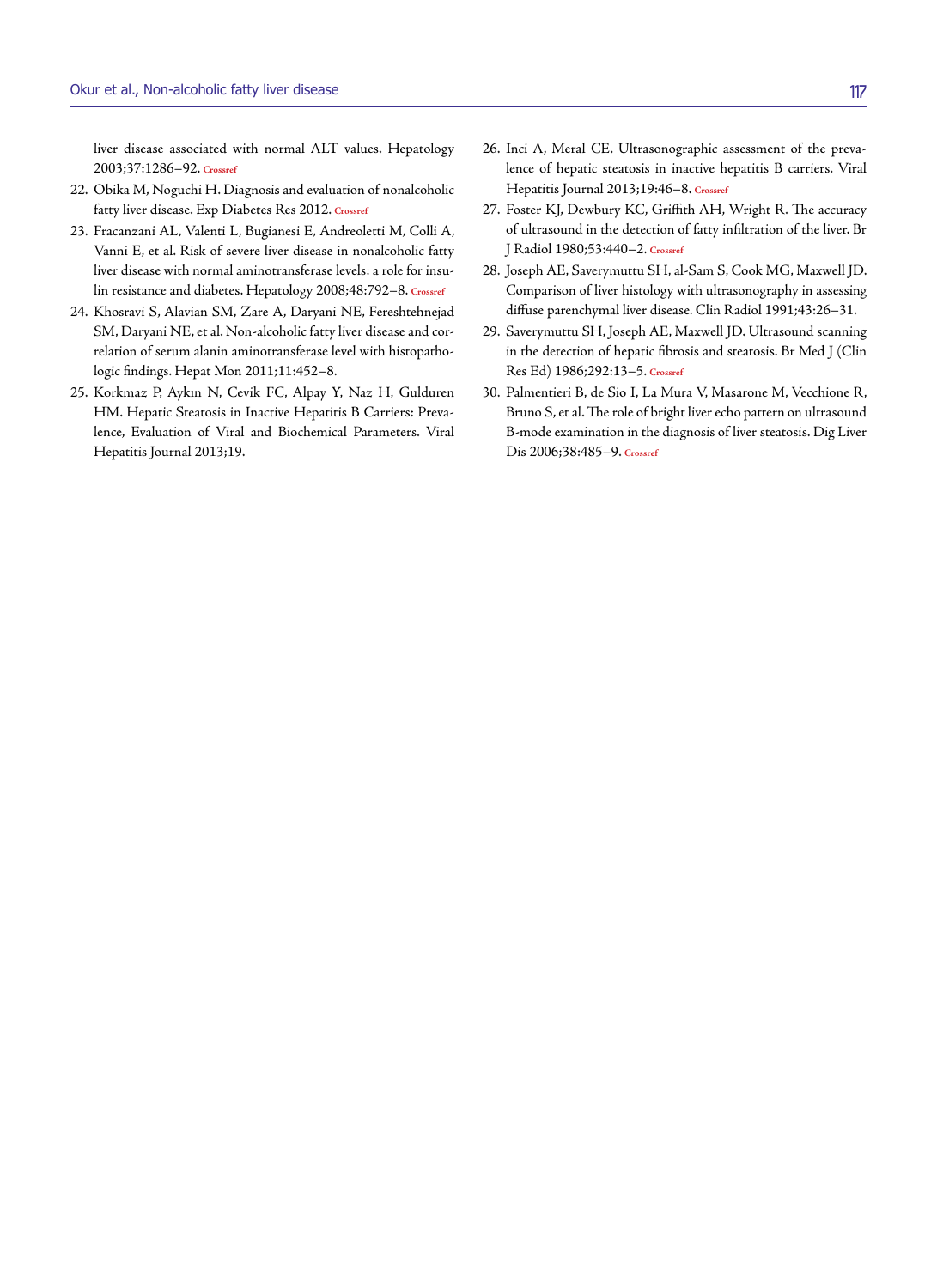liver disease associated with normal ALT values. Hepatology 2003;37:1286–92. Crossref

22. Obika M, Noguchi H. Diagnosis and evaluation of nonalcoholic fatty liver disease. Exp Diabetes Res 2012. Crossref
23. Fracanzani AL, Valenti L, Bugianesi E, Andreoletti M, Colli A, Vanni E, et al. Risk of severe liver disease in nonalcoholic fatty liver disease with normal aminotransferase levels: a role for insulin resistance and diabetes. Hepatology 2008;48:792–8. Crossref
24. Khosravi S, Alavian SM, Zare A, Daryani NE, Fereshtehnejad SM, Daryani NE, et al. Non-alcoholic fatty liver disease and correlation of serum alanin aminotransferase level with histopathologic findings. Hepat Mon 2011;11:452–8.
25. Korkmaz P, Aykın N, Cevik FC, Alpay Y, Naz H, Gulduren HM. Hepatic Steatosis in Inactive Hepatitis B Carriers: Prevalence, Evaluation of Viral and Biochemical Parameters. Viral Hepatitis Journal 2013;19.
26. Inci A, Meral CE. Ultrasonographic assessment of the prevalence of hepatic steatosis in inactive hepatitis B carriers. Viral Hepatitis Journal 2013;19:46–8. Crossref
27. Foster KJ, Dewbury KC, Griffith AH, Wright R. The accuracy of ultrasound in the detection of fatty infiltration of the liver. Br J Radiol 1980;53:440–2. Crossref
28. Joseph AE, Saverymuttu SH, al-Sam S, Cook MG, Maxwell JD. Comparison of liver histology with ultrasonography in assessing diffuse parenchymal liver disease. Clin Radiol 1991;43:26–31.
29. Saverymuttu SH, Joseph AE, Maxwell JD. Ultrasound scanning in the detection of hepatic fibrosis and steatosis. Br Med J (Clin Res Ed) 1986;292:13–5. Crossref
30. Palmentieri B, de Sio I, La Mura V, Masarone M, Vecchione R, Bruno S, et al. The role of bright liver echo pattern on ultrasound B-mode examination in the diagnosis of liver steatosis. Dig Liver Dis 2006;38:485–9. Crossref